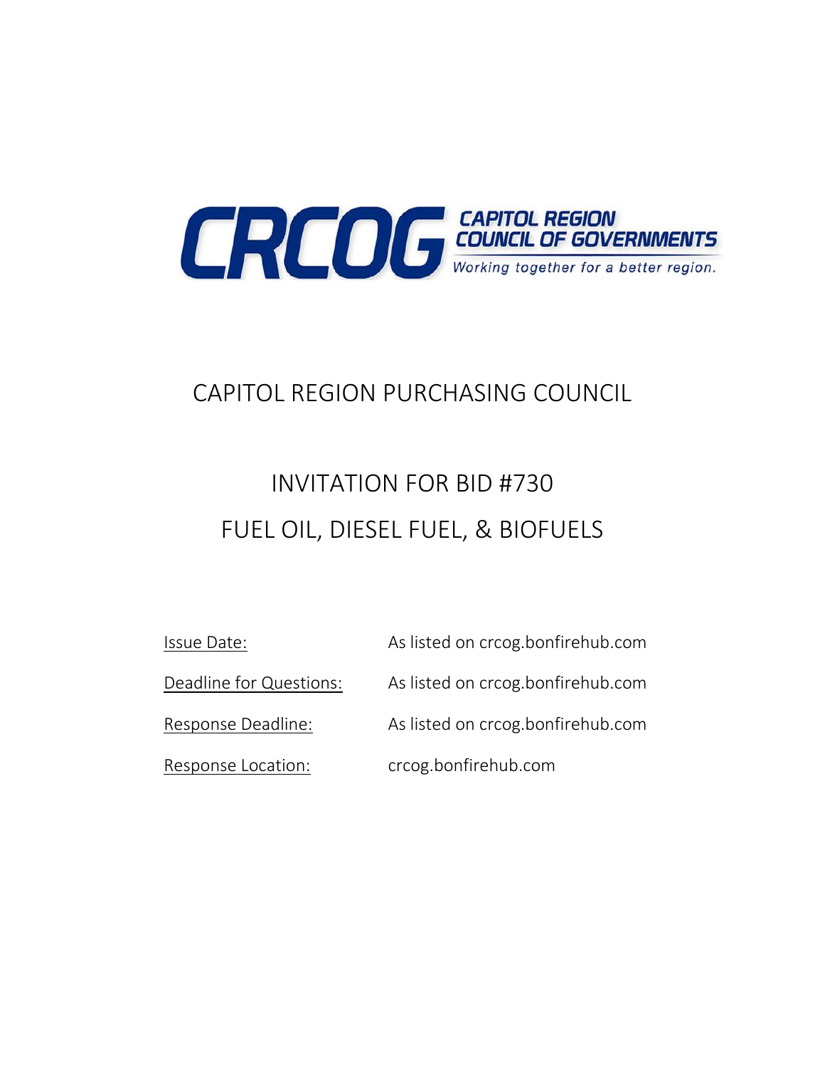CRCOG CAPITOL REGION COUNCIL OF GOVERNMENTS

*Working together for a better region.*

# CAPITOL REGION PURCHASING COUNCIL

# INVITATION FOR BID #730

# FUEL OIL, DIESEL FUEL, & BIOFUELS

| | |
|---|---|
| Issue Date: | As listed on crcog.bonfirehub.com |
| Deadline for Questions: | As listed on crcog.bonfirehub.com |
| Response Deadline: | As listed on crcog.bonfirehub.com |
| Response Location: | crcog.bonfirehub.com |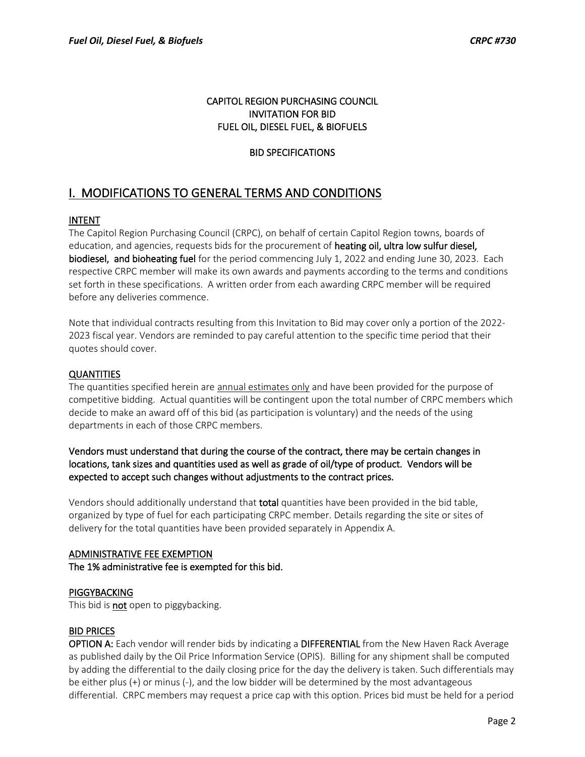CAPITOL REGION PURCHASING COUNCIL
INVITATION FOR BID
FUEL OIL, DIESEL FUEL, & BIOFUELS

BID SPECIFICATIONS

# I. MODIFICATIONS TO GENERAL TERMS AND CONDITIONS

## INTENT

The Capitol Region Purchasing Council (CRPC), on behalf of certain Capitol Region towns, boards of education, and agencies, requests bids for the procurement of **heating oil, ultra low sulfur diesel, biodiesel, and bioheating fuel** for the period commencing July 1, 2022 and ending June 30, 2023. Each respective CRPC member will make its own awards and payments according to the terms and conditions set forth in these specifications. A written order from each awarding CRPC member will be required before any deliveries commence.

Note that individual contracts resulting from this Invitation to Bid may cover only a portion of the 2022-2023 fiscal year. Vendors are reminded to pay careful attention to the specific time period that their quotes should cover.

## QUANTITIES

The quantities specified herein are annual estimates only and have been provided for the purpose of competitive bidding. Actual quantities will be contingent upon the total number of CRPC members which decide to make an award off of this bid (as participation is voluntary) and the needs of the using departments in each of those CRPC members.

**Vendors must understand that during the course of the contract, there may be certain changes in locations, tank sizes and quantities used as well as grade of oil/type of product. Vendors will be expected to accept such changes without adjustments to the contract prices.**

Vendors should additionally understand that **total** quantities have been provided in the bid table, organized by type of fuel for each participating CRPC member. Details regarding the site or sites of delivery for the total quantities have been provided separately in Appendix A.

## ADMINISTRATIVE FEE EXEMPTION

**The 1% administrative fee is exempted for this bid.**

## PIGGYBACKING

This bid is **not** open to piggybacking.

## BID PRICES

**OPTION A:** Each vendor will render bids by indicating a **DIFFERENTIAL** from the New Haven Rack Average as published daily by the Oil Price Information Service (OPIS). Billing for any shipment shall be computed by adding the differential to the daily closing price for the day the delivery is taken. Such differentials may be either plus (+) or minus (-), and the low bidder will be determined by the most advantageous differential. CRPC members may request a price cap with this option. Prices bid must be held for a period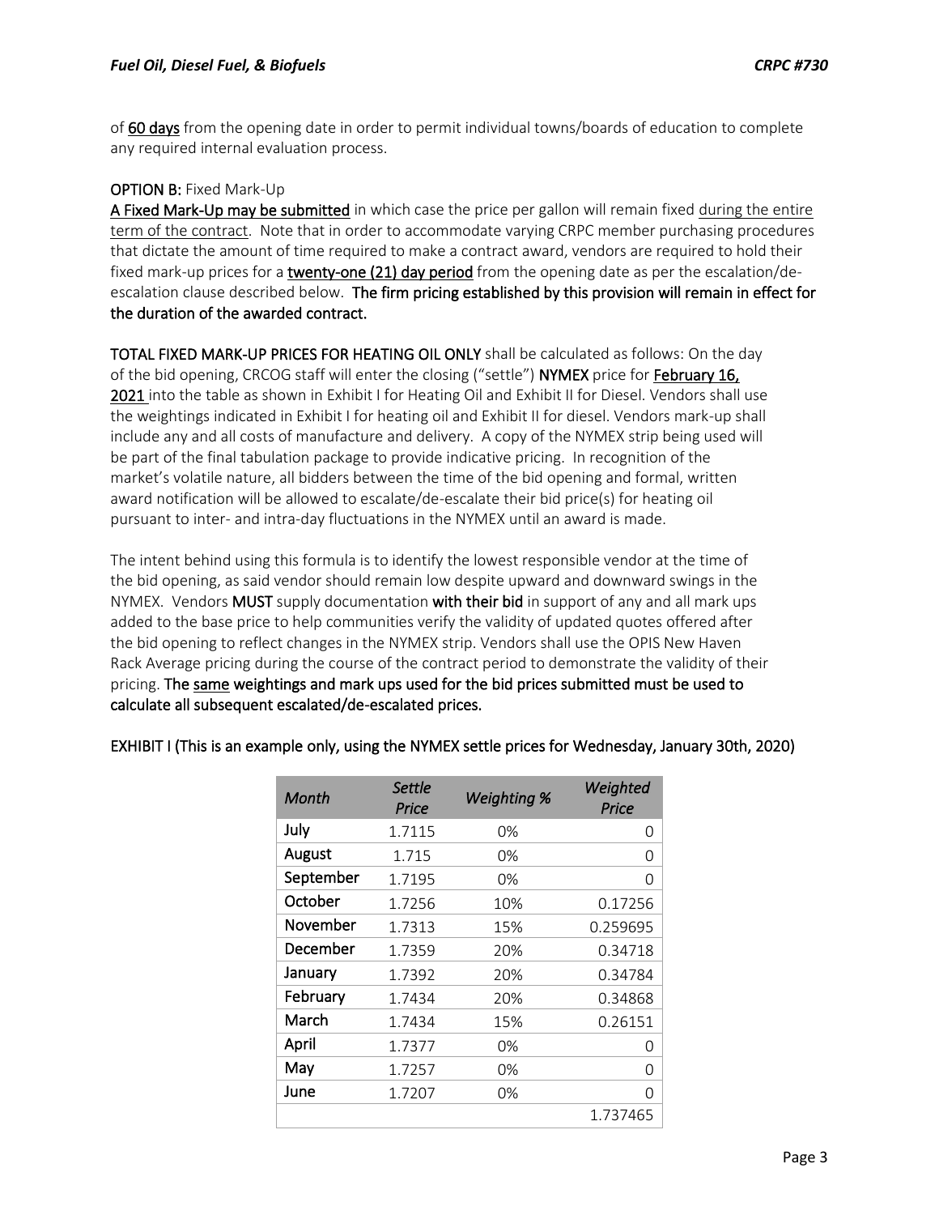of **60 days** from the opening date in order to permit individual towns/boards of education to complete any required internal evaluation process.

**OPTION B:** Fixed Mark-Up

**A Fixed Mark-Up may be submitted** in which case the price per gallon will remain fixed during the entire term of the contract. Note that in order to accommodate varying CRPC member purchasing procedures that dictate the amount of time required to make a contract award, vendors are required to hold their fixed mark-up prices for a **twenty-one (21) day period** from the opening date as per the escalation/de-escalation clause described below. **The firm pricing established by this provision will remain in effect for the duration of the awarded contract.**

**TOTAL FIXED MARK-UP PRICES FOR HEATING OIL ONLY** shall be calculated as follows: On the day of the bid opening, CRCOG staff will enter the closing ("settle") **NYMEX** price for **February 16, 2021** into the table as shown in Exhibit I for Heating Oil and Exhibit II for Diesel. Vendors shall use the weightings indicated in Exhibit I for heating oil and Exhibit II for diesel. Vendors mark-up shall include any and all costs of manufacture and delivery. A copy of the NYMEX strip being used will be part of the final tabulation package to provide indicative pricing. In recognition of the market's volatile nature, all bidders between the time of the bid opening and formal, written award notification will be allowed to escalate/de-escalate their bid price(s) for heating oil pursuant to inter- and intra-day fluctuations in the NYMEX until an award is made.

The intent behind using this formula is to identify the lowest responsible vendor at the time of the bid opening, as said vendor should remain low despite upward and downward swings in the NYMEX. Vendors **MUST** supply documentation **with their bid** in support of any and all mark ups added to the base price to help communities verify the validity of updated quotes offered after the bid opening to reflect changes in the NYMEX strip. Vendors shall use the OPIS New Haven Rack Average pricing during the course of the contract period to demonstrate the validity of their pricing. **The same weightings and mark ups used for the bid prices submitted must be used to calculate all subsequent escalated/de-escalated prices.**

**EXHIBIT I (This is an example only, using the NYMEX settle prices for Wednesday, January 30th, 2020)**

| *Month* | *Settle Price* | *Weighting %* | *Weighted Price* |
|---|---|---|---|
| July | 1.7115 | 0% | 0 |
| August | 1.715 | 0% | 0 |
| September | 1.7195 | 0% | 0 |
| October | 1.7256 | 10% | 0.17256 |
| November | 1.7313 | 15% | 0.259695 |
| December | 1.7359 | 20% | 0.34718 |
| January | 1.7392 | 20% | 0.34784 |
| February | 1.7434 | 20% | 0.34868 |
| March | 1.7434 | 15% | 0.26151 |
| April | 1.7377 | 0% | 0 |
| May | 1.7257 | 0% | 0 |
| June | 1.7207 | 0% | 0 |
| | | | 1.737465 |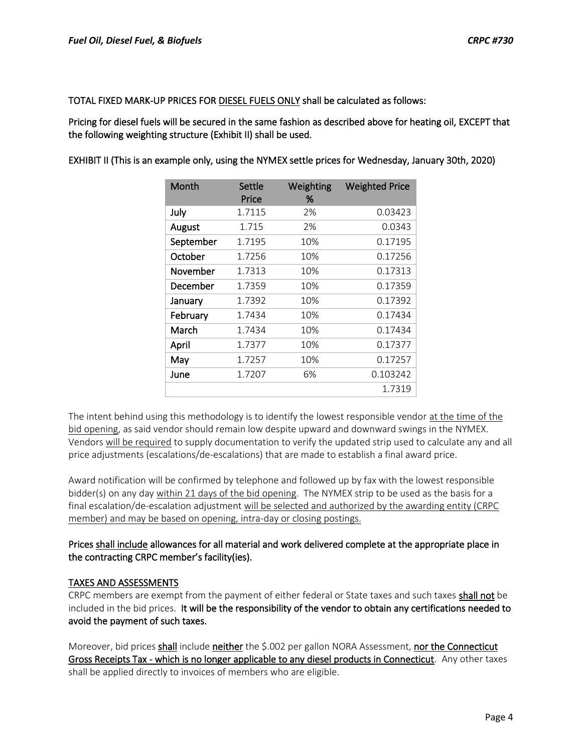TOTAL FIXED MARK-UP PRICES FOR DIESEL FUELS ONLY shall be calculated as follows:

Pricing for diesel fuels will be secured in the same fashion as described above for heating oil, EXCEPT that the following weighting structure (Exhibit II) shall be used.

EXHIBIT II (This is an example only, using the NYMEX settle prices for Wednesday, January 30th, 2020)

| Month | Settle Price | Weighting % | Weighted Price |
|---|---|---|---|
| July | 1.7115 | 2% | 0.03423 |
| August | 1.715 | 2% | 0.0343 |
| September | 1.7195 | 10% | 0.17195 |
| October | 1.7256 | 10% | 0.17256 |
| November | 1.7313 | 10% | 0.17313 |
| December | 1.7359 | 10% | 0.17359 |
| January | 1.7392 | 10% | 0.17392 |
| February | 1.7434 | 10% | 0.17434 |
| March | 1.7434 | 10% | 0.17434 |
| April | 1.7377 | 10% | 0.17377 |
| May | 1.7257 | 10% | 0.17257 |
| June | 1.7207 | 6% | 0.103242 |
| | | | 1.7319 |

The intent behind using this methodology is to identify the lowest responsible vendor at the time of the bid opening, as said vendor should remain low despite upward and downward swings in the NYMEX. Vendors will be required to supply documentation to verify the updated strip used to calculate any and all price adjustments (escalations/de-escalations) that are made to establish a final award price.

Award notification will be confirmed by telephone and followed up by fax with the lowest responsible bidder(s) on any day within 21 days of the bid opening. The NYMEX strip to be used as the basis for a final escalation/de-escalation adjustment will be selected and authorized by the awarding entity (CRPC member) and may be based on opening, intra-day or closing postings.

Prices shall include allowances for all material and work delivered complete at the appropriate place in the contracting CRPC member's facility(ies).

TAXES AND ASSESSMENTS

CRPC members are exempt from the payment of either federal or State taxes and such taxes **shall not** be included in the bid prices. **It will be the responsibility of the vendor to obtain any certifications needed to avoid the payment of such taxes.**

Moreover, bid prices **shall** include **neither** the $.002 per gallon NORA Assessment, **nor the Connecticut Gross Receipts Tax - which is no longer applicable to any diesel products in Connecticut**. Any other taxes shall be applied directly to invoices of members who are eligible.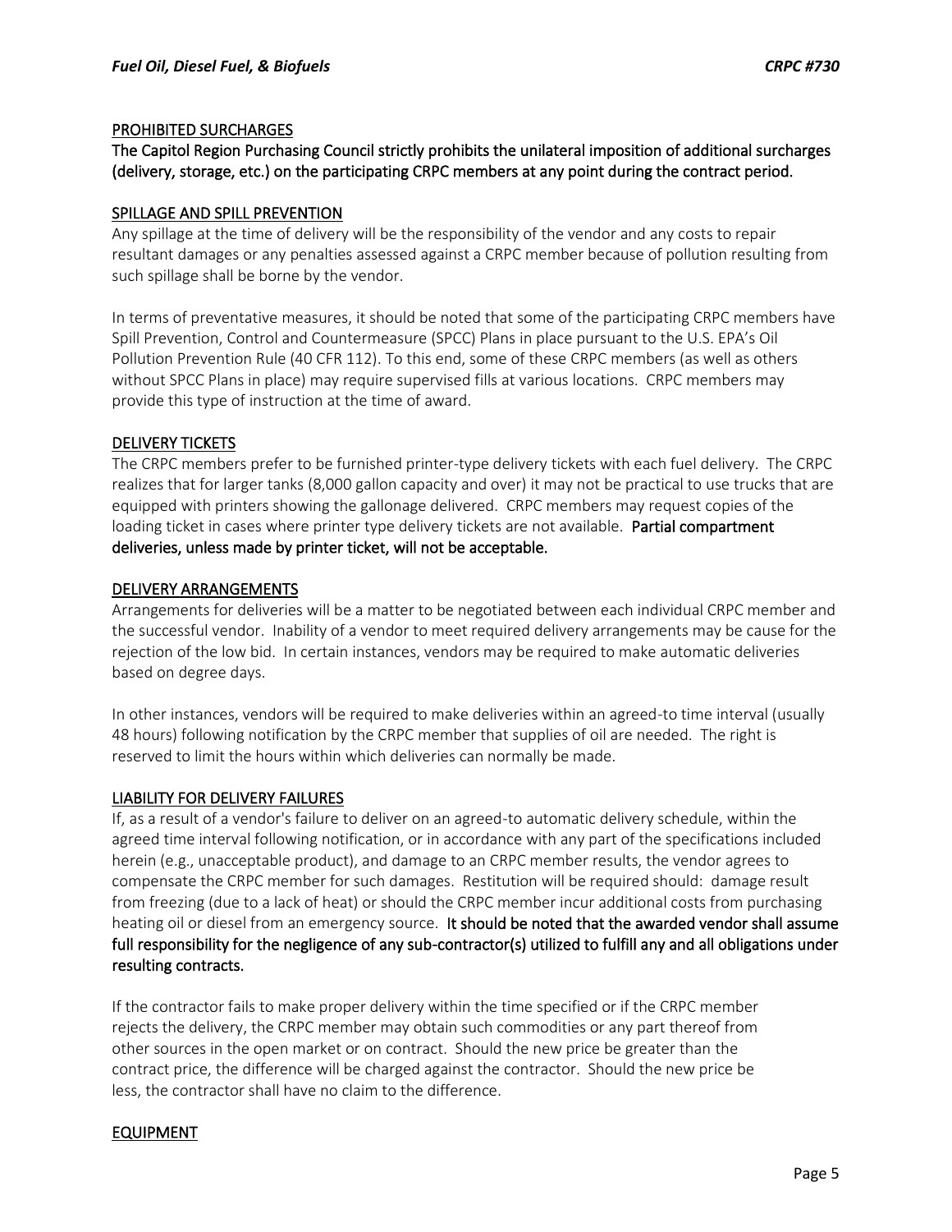## PROHIBITED SURCHARGES

**The Capitol Region Purchasing Council strictly prohibits the unilateral imposition of additional surcharges (delivery, storage, etc.) on the participating CRPC members at any point during the contract period.**

## SPILLAGE AND SPILL PREVENTION

Any spillage at the time of delivery will be the responsibility of the vendor and any costs to repair resultant damages or any penalties assessed against a CRPC member because of pollution resulting from such spillage shall be borne by the vendor.

In terms of preventative measures, it should be noted that some of the participating CRPC members have Spill Prevention, Control and Countermeasure (SPCC) Plans in place pursuant to the U.S. EPA's Oil Pollution Prevention Rule (40 CFR 112). To this end, some of these CRPC members (as well as others without SPCC Plans in place) may require supervised fills at various locations. CRPC members may provide this type of instruction at the time of award.

## DELIVERY TICKETS

The CRPC members prefer to be furnished printer-type delivery tickets with each fuel delivery. The CRPC realizes that for larger tanks (8,000 gallon capacity and over) it may not be practical to use trucks that are equipped with printers showing the gallonage delivered. CRPC members may request copies of the loading ticket in cases where printer type delivery tickets are not available. **Partial compartment deliveries, unless made by printer ticket, will not be acceptable.**

## DELIVERY ARRANGEMENTS

Arrangements for deliveries will be a matter to be negotiated between each individual CRPC member and the successful vendor. Inability of a vendor to meet required delivery arrangements may be cause for the rejection of the low bid. In certain instances, vendors may be required to make automatic deliveries based on degree days.

In other instances, vendors will be required to make deliveries within an agreed-to time interval (usually 48 hours) following notification by the CRPC member that supplies of oil are needed. The right is reserved to limit the hours within which deliveries can normally be made.

## LIABILITY FOR DELIVERY FAILURES

If, as a result of a vendor's failure to deliver on an agreed-to automatic delivery schedule, within the agreed time interval following notification, or in accordance with any part of the specifications included herein (e.g., unacceptable product), and damage to an CRPC member results, the vendor agrees to compensate the CRPC member for such damages. Restitution will be required should: damage result from freezing (due to a lack of heat) or should the CRPC member incur additional costs from purchasing heating oil or diesel from an emergency source. **It should be noted that the awarded vendor shall assume full responsibility for the negligence of any sub-contractor(s) utilized to fulfill any and all obligations under resulting contracts.**

If the contractor fails to make proper delivery within the time specified or if the CRPC member rejects the delivery, the CRPC member may obtain such commodities or any part thereof from other sources in the open market or on contract. Should the new price be greater than the contract price, the difference will be charged against the contractor. Should the new price be less, the contractor shall have no claim to the difference.

## EQUIPMENT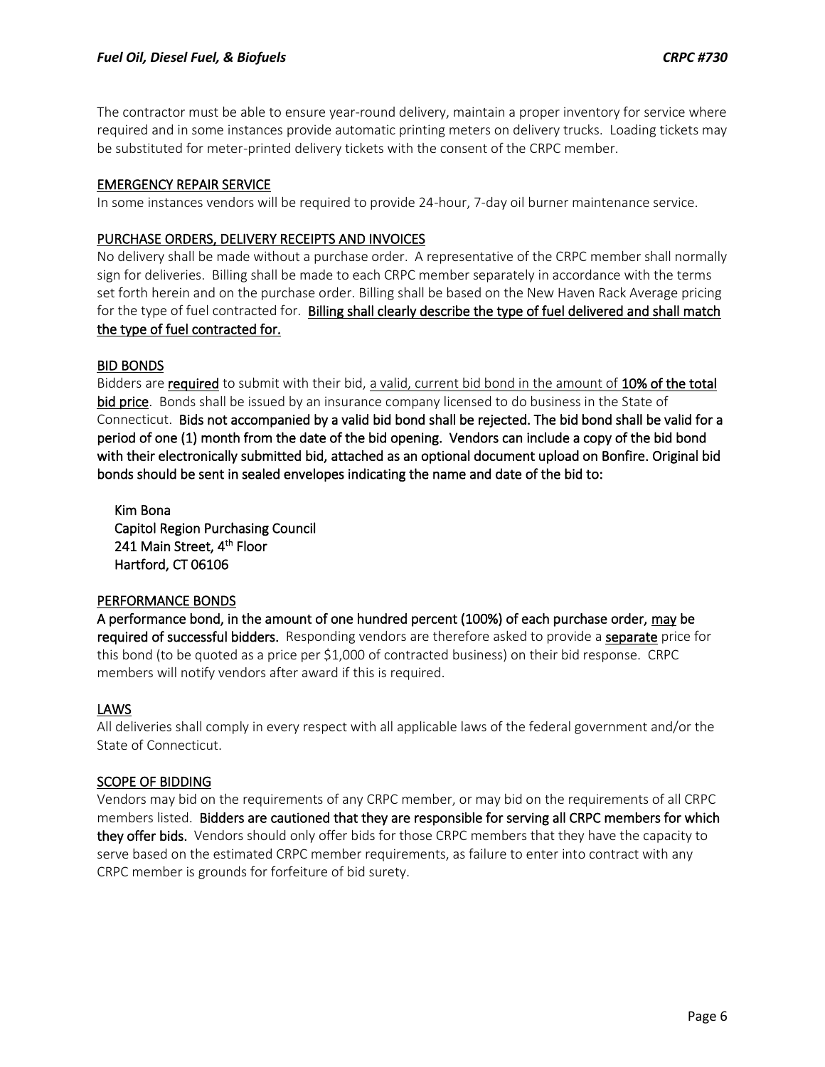The contractor must be able to ensure year-round delivery, maintain a proper inventory for service where required and in some instances provide automatic printing meters on delivery trucks. Loading tickets may be substituted for meter-printed delivery tickets with the consent of the CRPC member.

## EMERGENCY REPAIR SERVICE

In some instances vendors will be required to provide 24-hour, 7-day oil burner maintenance service.

## PURCHASE ORDERS, DELIVERY RECEIPTS AND INVOICES

No delivery shall be made without a purchase order. A representative of the CRPC member shall normally sign for deliveries. Billing shall be made to each CRPC member separately in accordance with the terms set forth herein and on the purchase order. Billing shall be based on the New Haven Rack Average pricing for the type of fuel contracted for. **Billing shall clearly describe the type of fuel delivered and shall match the type of fuel contracted for.**

## BID BONDS

Bidders are **required** to submit with their bid, a valid, current bid bond in the amount of **10% of the total bid price**. Bonds shall be issued by an insurance company licensed to do business in the State of Connecticut. **Bids not accompanied by a valid bid bond shall be rejected. The bid bond shall be valid for a period of one (1) month from the date of the bid opening. Vendors can include a copy of the bid bond with their electronically submitted bid, attached as an optional document upload on Bonfire. Original bid bonds should be sent in sealed envelopes indicating the name and date of the bid to:**

**Kim Bona**
**Capitol Region Purchasing Council**
**241 Main Street, 4th Floor**
**Hartford, CT 06106**

## PERFORMANCE BONDS

**A performance bond, in the amount of one hundred percent (100%) of each purchase order, may be required of successful bidders.** Responding vendors are therefore asked to provide a **separate** price for this bond (to be quoted as a price per $1,000 of contracted business) on their bid response. CRPC members will notify vendors after award if this is required.

## LAWS

All deliveries shall comply in every respect with all applicable laws of the federal government and/or the State of Connecticut.

## SCOPE OF BIDDING

Vendors may bid on the requirements of any CRPC member, or may bid on the requirements of all CRPC members listed. **Bidders are cautioned that they are responsible for serving all CRPC members for which they offer bids.** Vendors should only offer bids for those CRPC members that they have the capacity to serve based on the estimated CRPC member requirements, as failure to enter into contract with any CRPC member is grounds for forfeiture of bid surety.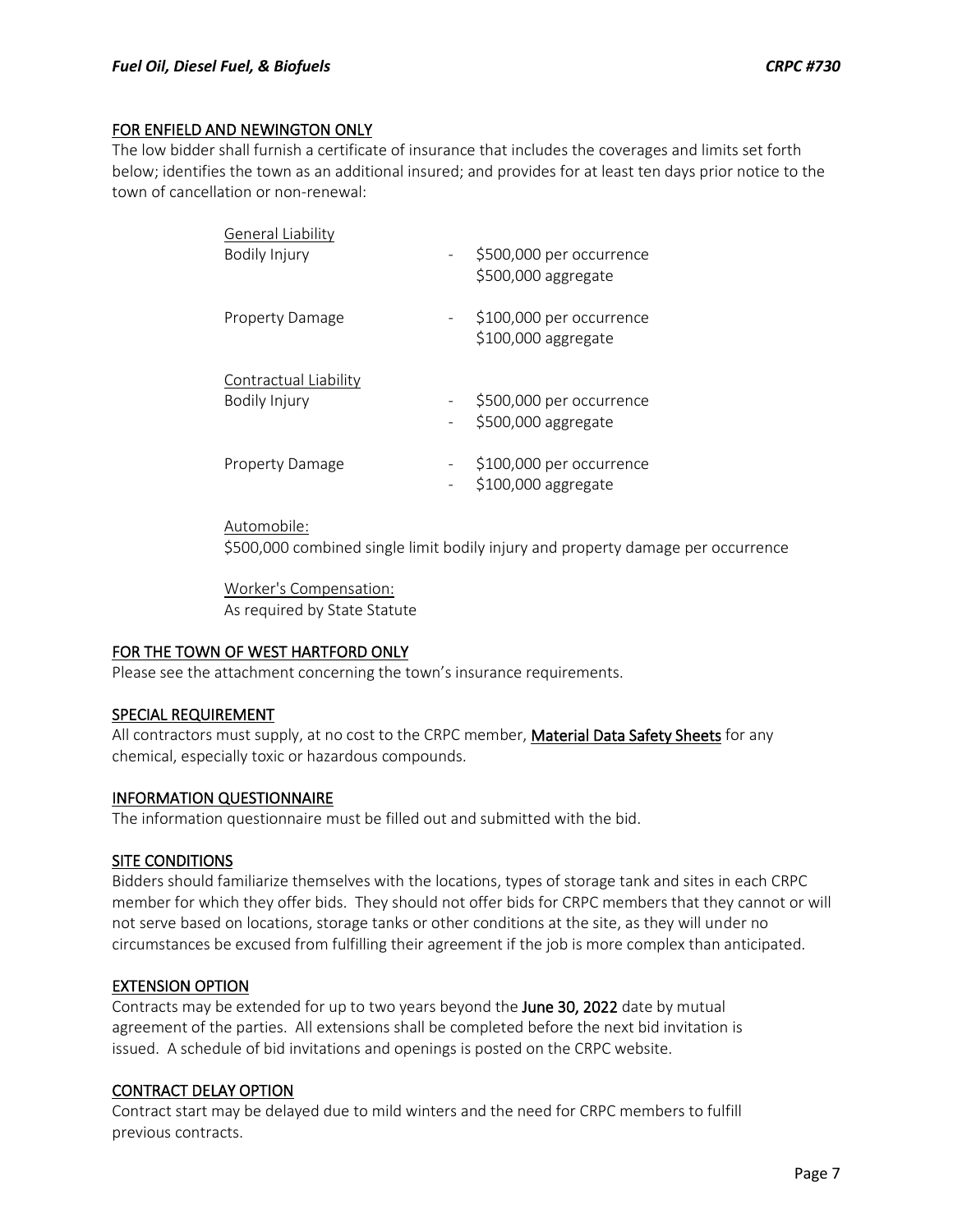## FOR ENFIELD AND NEWINGTON ONLY

The low bidder shall furnish a certificate of insurance that includes the coverages and limits set forth below; identifies the town as an additional insured; and provides for at least ten days prior notice to the town of cancellation or non-renewal:

| | | |
|---|---|---|
| General Liability | | |
| Bodily Injury | - | \$500,000 per occurrence<br>\$500,000 aggregate |
| Property Damage | - | \$100,000 per occurrence<br>\$100,000 aggregate |
| Contractual Liability | | |
| Bodily Injury | -<br>- | \$500,000 per occurrence<br>\$500,000 aggregate |
| Property Damage | -<br>- | \$100,000 per occurrence<br>\$100,000 aggregate |

Automobile:
\$500,000 combined single limit bodily injury and property damage per occurrence

Worker's Compensation:
As required by State Statute

## FOR THE TOWN OF WEST HARTFORD ONLY

Please see the attachment concerning the town's insurance requirements.

## SPECIAL REQUIREMENT

All contractors must supply, at no cost to the CRPC member, **Material Data Safety Sheets** for any chemical, especially toxic or hazardous compounds.

## INFORMATION QUESTIONNAIRE

The information questionnaire must be filled out and submitted with the bid.

## SITE CONDITIONS

Bidders should familiarize themselves with the locations, types of storage tank and sites in each CRPC member for which they offer bids. They should not offer bids for CRPC members that they cannot or will not serve based on locations, storage tanks or other conditions at the site, as they will under no circumstances be excused from fulfilling their agreement if the job is more complex than anticipated.

## EXTENSION OPTION

Contracts may be extended for up to two years beyond the **June 30, 2022** date by mutual agreement of the parties. All extensions shall be completed before the next bid invitation is issued. A schedule of bid invitations and openings is posted on the CRPC website.

## CONTRACT DELAY OPTION

Contract start may be delayed due to mild winters and the need for CRPC members to fulfill previous contracts.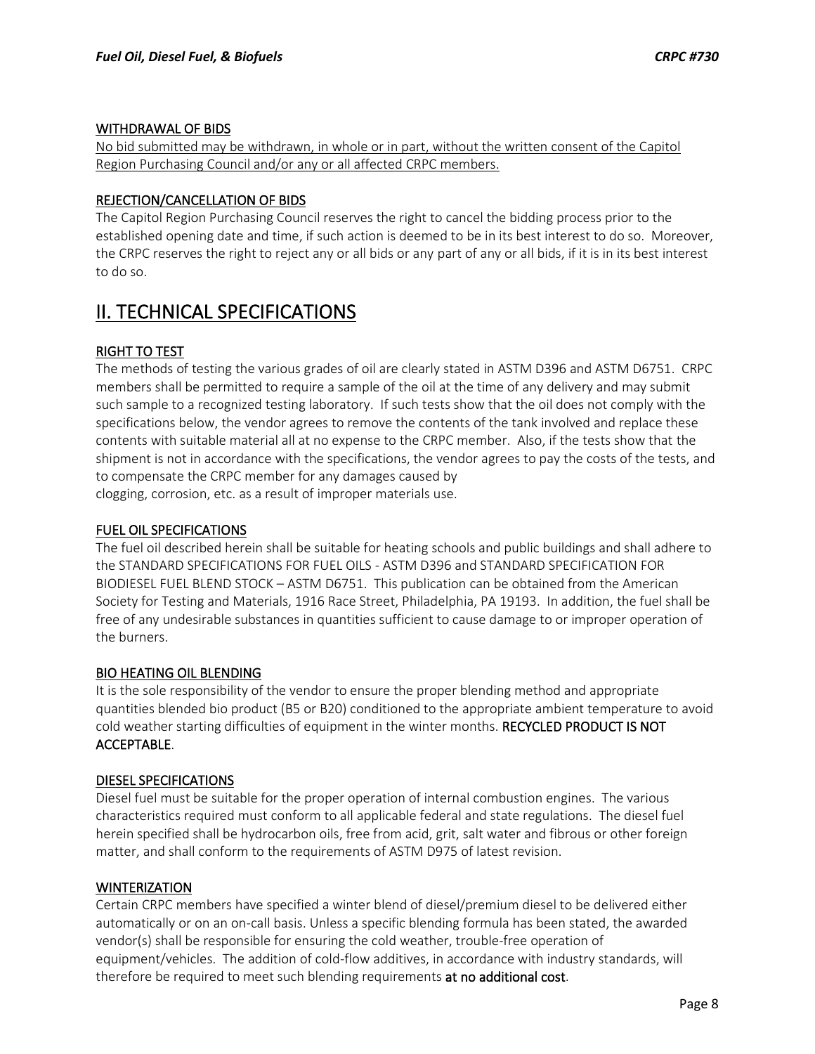### WITHDRAWAL OF BIDS

No bid submitted may be withdrawn, in whole or in part, without the written consent of the Capitol Region Purchasing Council and/or any or all affected CRPC members.

### REJECTION/CANCELLATION OF BIDS

The Capitol Region Purchasing Council reserves the right to cancel the bidding process prior to the established opening date and time, if such action is deemed to be in its best interest to do so. Moreover, the CRPC reserves the right to reject any or all bids or any part of any or all bids, if it is in its best interest to do so.

## II. TECHNICAL SPECIFICATIONS

### RIGHT TO TEST

The methods of testing the various grades of oil are clearly stated in ASTM D396 and ASTM D6751. CRPC members shall be permitted to require a sample of the oil at the time of any delivery and may submit such sample to a recognized testing laboratory. If such tests show that the oil does not comply with the specifications below, the vendor agrees to remove the contents of the tank involved and replace these contents with suitable material all at no expense to the CRPC member. Also, if the tests show that the shipment is not in accordance with the specifications, the vendor agrees to pay the costs of the tests, and to compensate the CRPC member for any damages caused by
clogging, corrosion, etc. as a result of improper materials use.

### FUEL OIL SPECIFICATIONS

The fuel oil described herein shall be suitable for heating schools and public buildings and shall adhere to the STANDARD SPECIFICATIONS FOR FUEL OILS - ASTM D396 and STANDARD SPECIFICATION FOR BIODIESEL FUEL BLEND STOCK – ASTM D6751. This publication can be obtained from the American Society for Testing and Materials, 1916 Race Street, Philadelphia, PA 19193. In addition, the fuel shall be free of any undesirable substances in quantities sufficient to cause damage to or improper operation of the burners.

### BIO HEATING OIL BLENDING

It is the sole responsibility of the vendor to ensure the proper blending method and appropriate quantities blended bio product (B5 or B20) conditioned to the appropriate ambient temperature to avoid cold weather starting difficulties of equipment in the winter months. **RECYCLED PRODUCT IS NOT ACCEPTABLE**.

### DIESEL SPECIFICATIONS

Diesel fuel must be suitable for the proper operation of internal combustion engines. The various characteristics required must conform to all applicable federal and state regulations. The diesel fuel herein specified shall be hydrocarbon oils, free from acid, grit, salt water and fibrous or other foreign matter, and shall conform to the requirements of ASTM D975 of latest revision.

### WINTERIZATION

Certain CRPC members have specified a winter blend of diesel/premium diesel to be delivered either automatically or on an on-call basis. Unless a specific blending formula has been stated, the awarded vendor(s) shall be responsible for ensuring the cold weather, trouble-free operation of equipment/vehicles. The addition of cold-flow additives, in accordance with industry standards, will therefore be required to meet such blending requirements **at no additional cost**.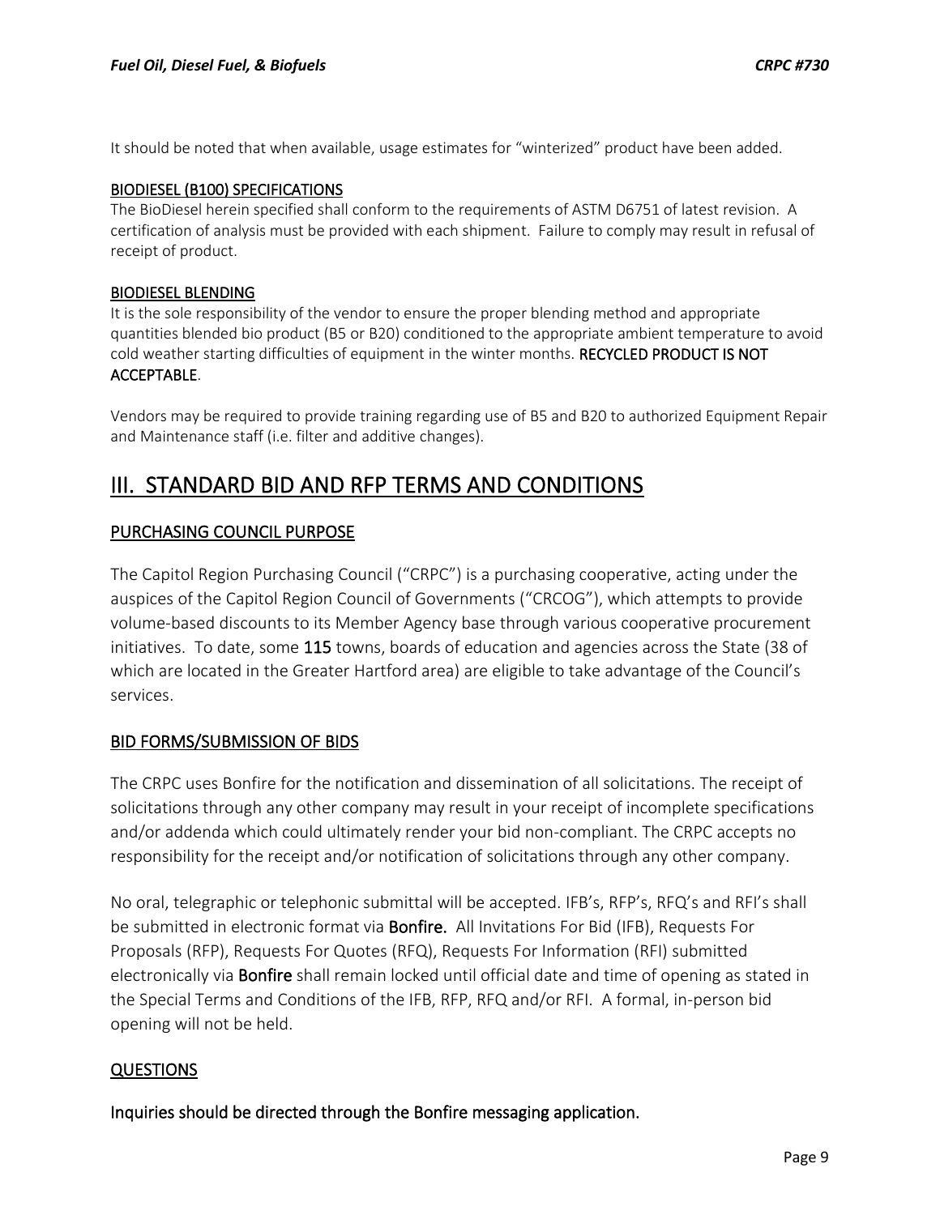It should be noted that when available, usage estimates for "winterized" product have been added.

**BIODIESEL (B100) SPECIFICATIONS**

The BioDiesel herein specified shall conform to the requirements of ASTM D6751 of latest revision. A certification of analysis must be provided with each shipment. Failure to comply may result in refusal of receipt of product.

**BIODIESEL BLENDING**

It is the sole responsibility of the vendor to ensure the proper blending method and appropriate quantities blended bio product (B5 or B20) conditioned to the appropriate ambient temperature to avoid cold weather starting difficulties of equipment in the winter months. **RECYCLED PRODUCT IS NOT ACCEPTABLE**.

Vendors may be required to provide training regarding use of B5 and B20 to authorized Equipment Repair and Maintenance staff (i.e. filter and additive changes).

# III. STANDARD BID AND RFP TERMS AND CONDITIONS

## PURCHASING COUNCIL PURPOSE

The Capitol Region Purchasing Council ("CRPC") is a purchasing cooperative, acting under the auspices of the Capitol Region Council of Governments ("CRCOG"), which attempts to provide volume-based discounts to its Member Agency base through various cooperative procurement initiatives. To date, some **115** towns, boards of education and agencies across the State (38 of which are located in the Greater Hartford area) are eligible to take advantage of the Council's services.

## BID FORMS/SUBMISSION OF BIDS

The CRPC uses Bonfire for the notification and dissemination of all solicitations. The receipt of solicitations through any other company may result in your receipt of incomplete specifications and/or addenda which could ultimately render your bid non-compliant. The CRPC accepts no responsibility for the receipt and/or notification of solicitations through any other company.

No oral, telegraphic or telephonic submittal will be accepted. IFB's, RFP's, RFQ's and RFI's shall be submitted in electronic format via **Bonfire.** All Invitations For Bid (IFB), Requests For Proposals (RFP), Requests For Quotes (RFQ), Requests For Information (RFI) submitted electronically via **Bonfire** shall remain locked until official date and time of opening as stated in the Special Terms and Conditions of the IFB, RFP, RFQ and/or RFI. A formal, in-person bid opening will not be held.

## QUESTIONS

**Inquiries should be directed through the Bonfire messaging application.**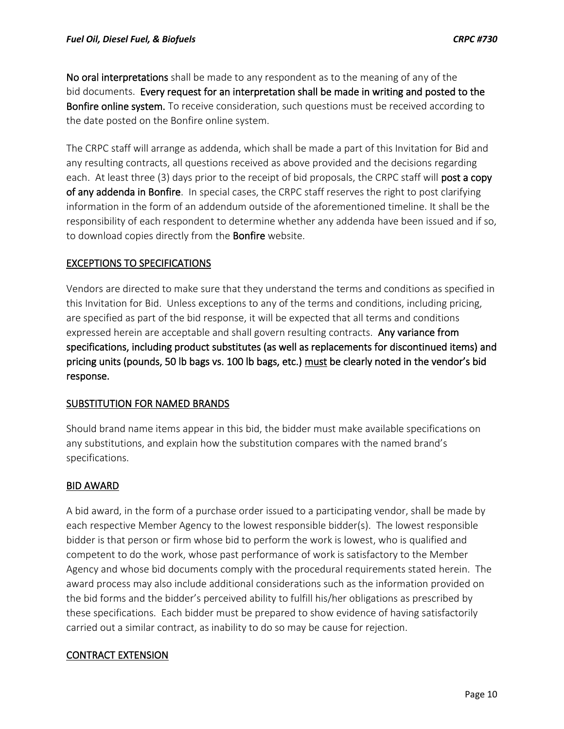**No oral interpretations** shall be made to any respondent as to the meaning of any of the bid documents. **Every request for an interpretation shall be made in writing and posted to the Bonfire online system.** To receive consideration, such questions must be received according to the date posted on the Bonfire online system.

The CRPC staff will arrange as addenda, which shall be made a part of this Invitation for Bid and any resulting contracts, all questions received as above provided and the decisions regarding each. At least three (3) days prior to the receipt of bid proposals, the CRPC staff will **post a copy of any addenda in Bonfire**. In special cases, the CRPC staff reserves the right to post clarifying information in the form of an addendum outside of the aforementioned timeline. It shall be the responsibility of each respondent to determine whether any addenda have been issued and if so, to download copies directly from the **Bonfire** website.

## EXCEPTIONS TO SPECIFICATIONS

Vendors are directed to make sure that they understand the terms and conditions as specified in this Invitation for Bid. Unless exceptions to any of the terms and conditions, including pricing, are specified as part of the bid response, it will be expected that all terms and conditions expressed herein are acceptable and shall govern resulting contracts. **Any variance from specifications, including product substitutes (as well as replacements for discontinued items) and pricing units (pounds, 50 lb bags vs. 100 lb bags, etc.) <u>must</u> be clearly noted in the vendor's bid response.**

## SUBSTITUTION FOR NAMED BRANDS

Should brand name items appear in this bid, the bidder must make available specifications on any substitutions, and explain how the substitution compares with the named brand's specifications.

## BID AWARD

A bid award, in the form of a purchase order issued to a participating vendor, shall be made by each respective Member Agency to the lowest responsible bidder(s). The lowest responsible bidder is that person or firm whose bid to perform the work is lowest, who is qualified and competent to do the work, whose past performance of work is satisfactory to the Member Agency and whose bid documents comply with the procedural requirements stated herein. The award process may also include additional considerations such as the information provided on the bid forms and the bidder's perceived ability to fulfill his/her obligations as prescribed by these specifications. Each bidder must be prepared to show evidence of having satisfactorily carried out a similar contract, as inability to do so may be cause for rejection.

## CONTRACT EXTENSION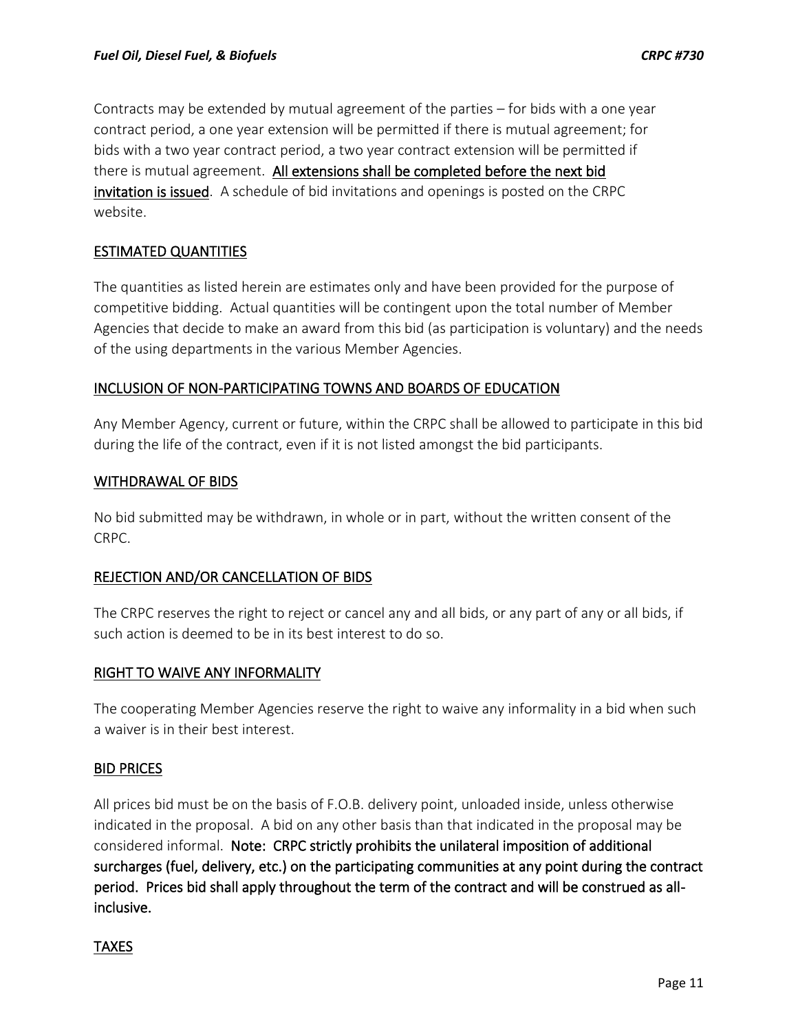Contracts may be extended by mutual agreement of the parties – for bids with a one year contract period, a one year extension will be permitted if there is mutual agreement; for bids with a two year contract period, a two year contract extension will be permitted if there is mutual agreement. **All extensions shall be completed before the next bid invitation is issued**. A schedule of bid invitations and openings is posted on the CRPC website.

## ESTIMATED QUANTITIES

The quantities as listed herein are estimates only and have been provided for the purpose of competitive bidding. Actual quantities will be contingent upon the total number of Member Agencies that decide to make an award from this bid (as participation is voluntary) and the needs of the using departments in the various Member Agencies.

## INCLUSION OF NON-PARTICIPATING TOWNS AND BOARDS OF EDUCATION

Any Member Agency, current or future, within the CRPC shall be allowed to participate in this bid during the life of the contract, even if it is not listed amongst the bid participants.

## WITHDRAWAL OF BIDS

No bid submitted may be withdrawn, in whole or in part, without the written consent of the CRPC.

## REJECTION AND/OR CANCELLATION OF BIDS

The CRPC reserves the right to reject or cancel any and all bids, or any part of any or all bids, if such action is deemed to be in its best interest to do so.

## RIGHT TO WAIVE ANY INFORMALITY

The cooperating Member Agencies reserve the right to waive any informality in a bid when such a waiver is in their best interest.

## BID PRICES

All prices bid must be on the basis of F.O.B. delivery point, unloaded inside, unless otherwise indicated in the proposal. A bid on any other basis than that indicated in the proposal may be considered informal. **Note: CRPC strictly prohibits the unilateral imposition of additional surcharges (fuel, delivery, etc.) on the participating communities at any point during the contract period. Prices bid shall apply throughout the term of the contract and will be construed as all-inclusive.**

## TAXES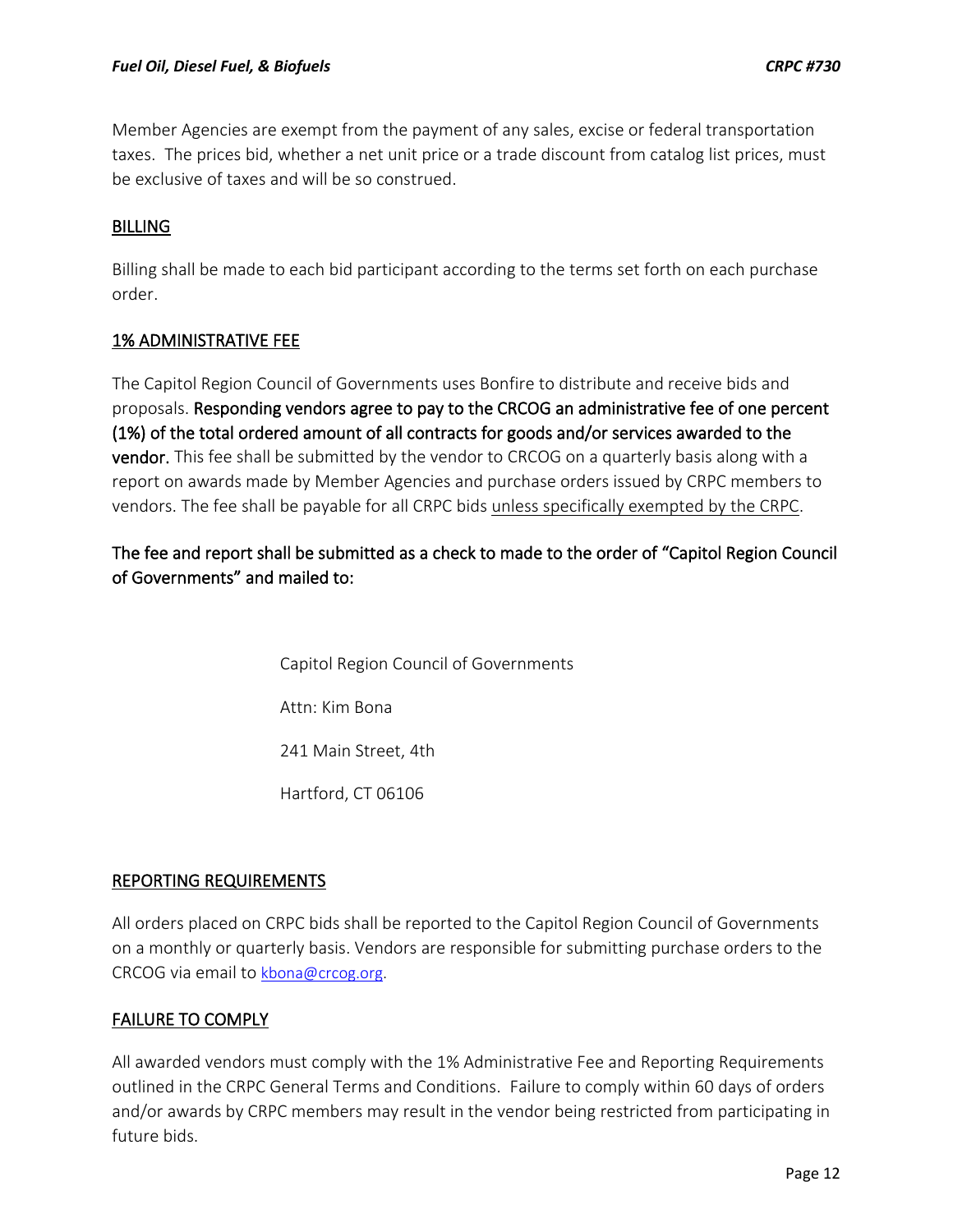Member Agencies are exempt from the payment of any sales, excise or federal transportation taxes. The prices bid, whether a net unit price or a trade discount from catalog list prices, must be exclusive of taxes and will be so construed.

## BILLING

Billing shall be made to each bid participant according to the terms set forth on each purchase order.

## 1% ADMINISTRATIVE FEE

The Capitol Region Council of Governments uses Bonfire to distribute and receive bids and proposals. **Responding vendors agree to pay to the CRCOG an administrative fee of one percent (1%) of the total ordered amount of all contracts for goods and/or services awarded to the vendor.** This fee shall be submitted by the vendor to CRCOG on a quarterly basis along with a report on awards made by Member Agencies and purchase orders issued by CRPC members to vendors. The fee shall be payable for all CRPC bids unless specifically exempted by the CRPC.

**The fee and report shall be submitted as a check to made to the order of "Capitol Region Council of Governments" and mailed to:**

Capitol Region Council of Governments

Attn: Kim Bona

241 Main Street, 4th

Hartford, CT 06106

## REPORTING REQUIREMENTS

All orders placed on CRPC bids shall be reported to the Capitol Region Council of Governments on a monthly or quarterly basis. Vendors are responsible for submitting purchase orders to the CRCOG via email to kbona@crcog.org.

## FAILURE TO COMPLY

All awarded vendors must comply with the 1% Administrative Fee and Reporting Requirements outlined in the CRPC General Terms and Conditions. Failure to comply within 60 days of orders and/or awards by CRPC members may result in the vendor being restricted from participating in future bids.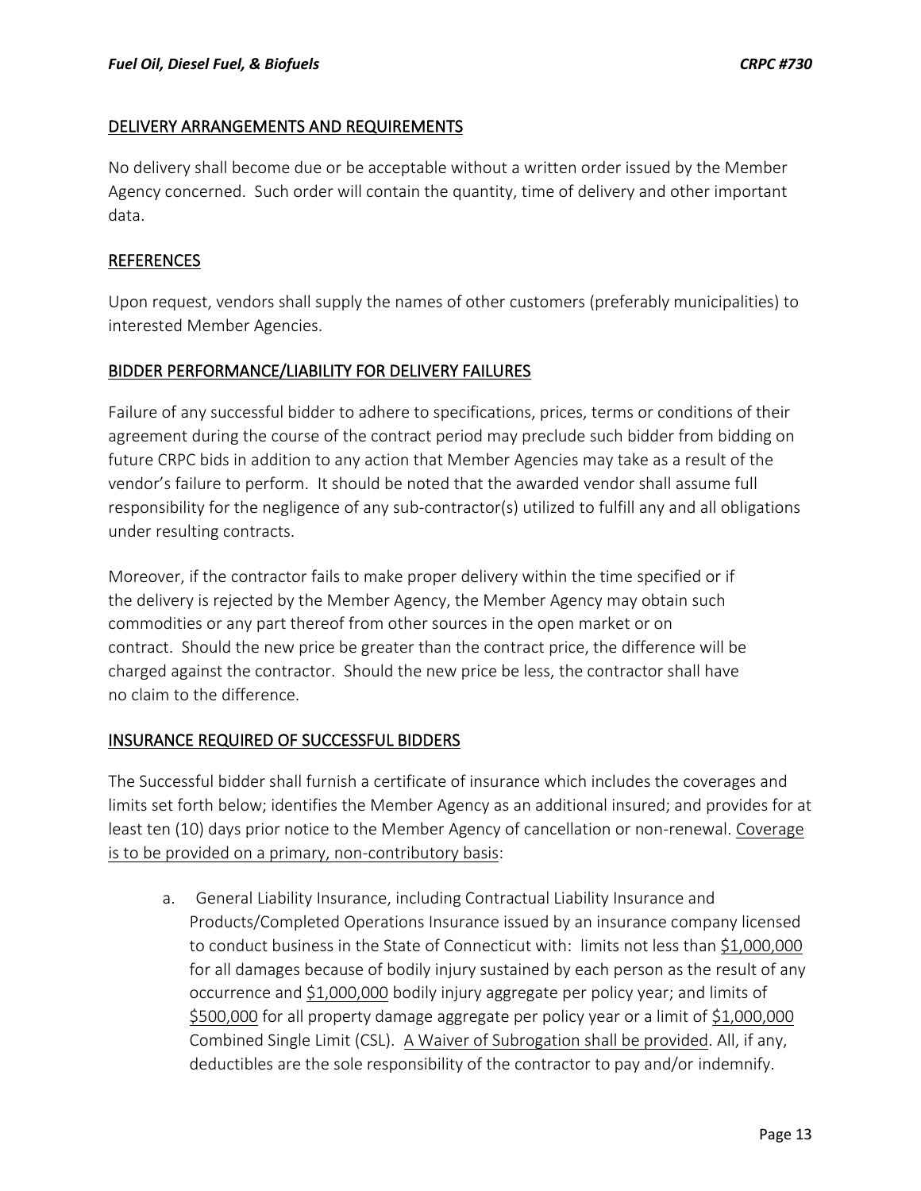## DELIVERY ARRANGEMENTS AND REQUIREMENTS

No delivery shall become due or be acceptable without a written order issued by the Member Agency concerned. Such order will contain the quantity, time of delivery and other important data.

## REFERENCES

Upon request, vendors shall supply the names of other customers (preferably municipalities) to interested Member Agencies.

## BIDDER PERFORMANCE/LIABILITY FOR DELIVERY FAILURES

Failure of any successful bidder to adhere to specifications, prices, terms or conditions of their agreement during the course of the contract period may preclude such bidder from bidding on future CRPC bids in addition to any action that Member Agencies may take as a result of the vendor's failure to perform. It should be noted that the awarded vendor shall assume full responsibility for the negligence of any sub-contractor(s) utilized to fulfill any and all obligations under resulting contracts.

Moreover, if the contractor fails to make proper delivery within the time specified or if the delivery is rejected by the Member Agency, the Member Agency may obtain such commodities or any part thereof from other sources in the open market or on contract. Should the new price be greater than the contract price, the difference will be charged against the contractor. Should the new price be less, the contractor shall have no claim to the difference.

## INSURANCE REQUIRED OF SUCCESSFUL BIDDERS

The Successful bidder shall furnish a certificate of insurance which includes the coverages and limits set forth below; identifies the Member Agency as an additional insured; and provides for at least ten (10) days prior notice to the Member Agency of cancellation or non-renewal. Coverage is to be provided on a primary, non-contributory basis:

a. General Liability Insurance, including Contractual Liability Insurance and Products/Completed Operations Insurance issued by an insurance company licensed to conduct business in the State of Connecticut with: limits not less than $1,000,000 for all damages because of bodily injury sustained by each person as the result of any occurrence and $1,000,000 bodily injury aggregate per policy year; and limits of $500,000 for all property damage aggregate per policy year or a limit of $1,000,000 Combined Single Limit (CSL). A Waiver of Subrogation shall be provided. All, if any, deductibles are the sole responsibility of the contractor to pay and/or indemnify.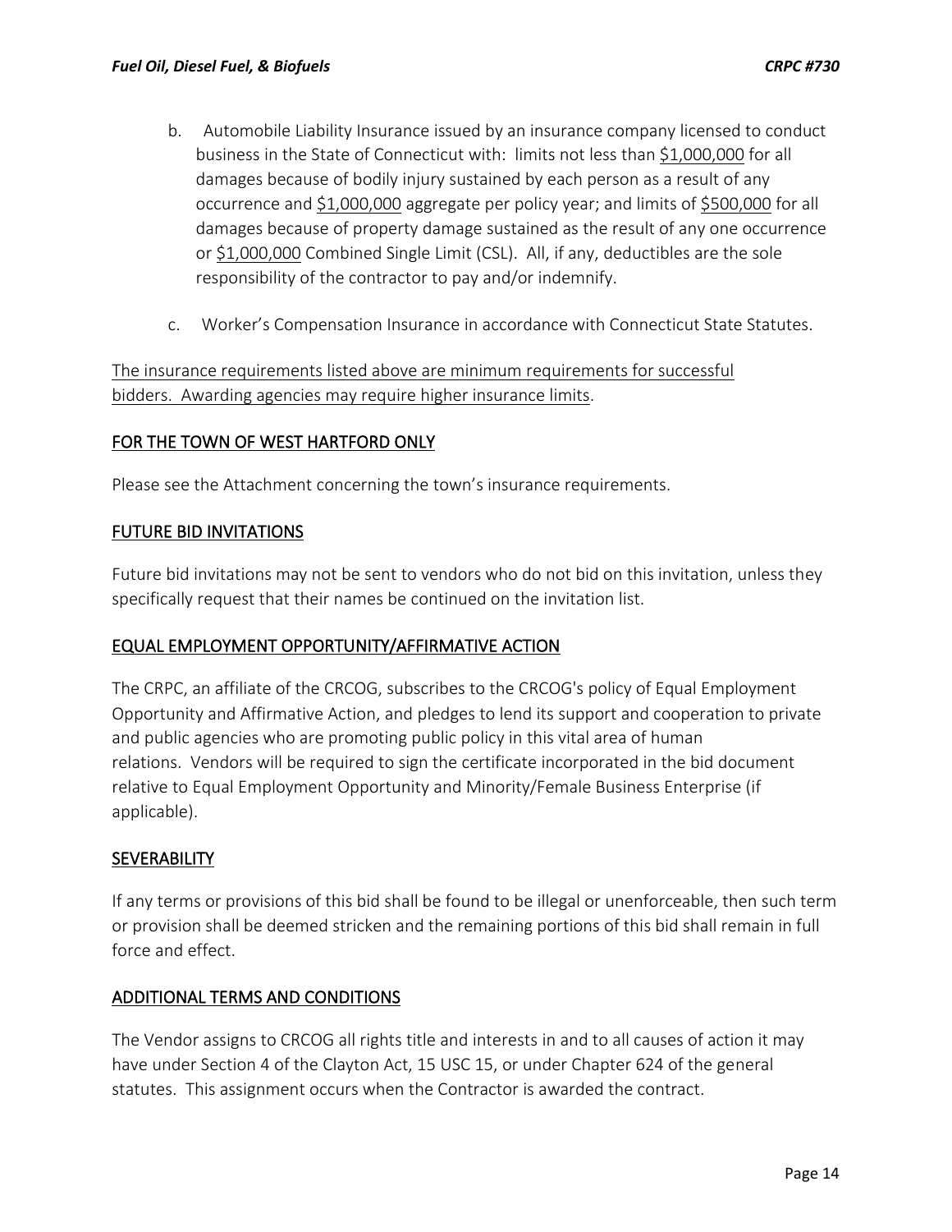b. Automobile Liability Insurance issued by an insurance company licensed to conduct business in the State of Connecticut with: limits not less than $1,000,000 for all damages because of bodily injury sustained by each person as a result of any occurrence and $1,000,000 aggregate per policy year; and limits of $500,000 for all damages because of property damage sustained as the result of any one occurrence or $1,000,000 Combined Single Limit (CSL). All, if any, deductibles are the sole responsibility of the contractor to pay and/or indemnify.

c. Worker's Compensation Insurance in accordance with Connecticut State Statutes.

The insurance requirements listed above are minimum requirements for successful bidders. Awarding agencies may require higher insurance limits.

## FOR THE TOWN OF WEST HARTFORD ONLY

Please see the Attachment concerning the town's insurance requirements.

## FUTURE BID INVITATIONS

Future bid invitations may not be sent to vendors who do not bid on this invitation, unless they specifically request that their names be continued on the invitation list.

## EQUAL EMPLOYMENT OPPORTUNITY/AFFIRMATIVE ACTION

The CRPC, an affiliate of the CRCOG, subscribes to the CRCOG's policy of Equal Employment Opportunity and Affirmative Action, and pledges to lend its support and cooperation to private and public agencies who are promoting public policy in this vital area of human relations. Vendors will be required to sign the certificate incorporated in the bid document relative to Equal Employment Opportunity and Minority/Female Business Enterprise (if applicable).

## SEVERABILITY

If any terms or provisions of this bid shall be found to be illegal or unenforceable, then such term or provision shall be deemed stricken and the remaining portions of this bid shall remain in full force and effect.

## ADDITIONAL TERMS AND CONDITIONS

The Vendor assigns to CRCOG all rights title and interests in and to all causes of action it may have under Section 4 of the Clayton Act, 15 USC 15, or under Chapter 624 of the general statutes. This assignment occurs when the Contractor is awarded the contract.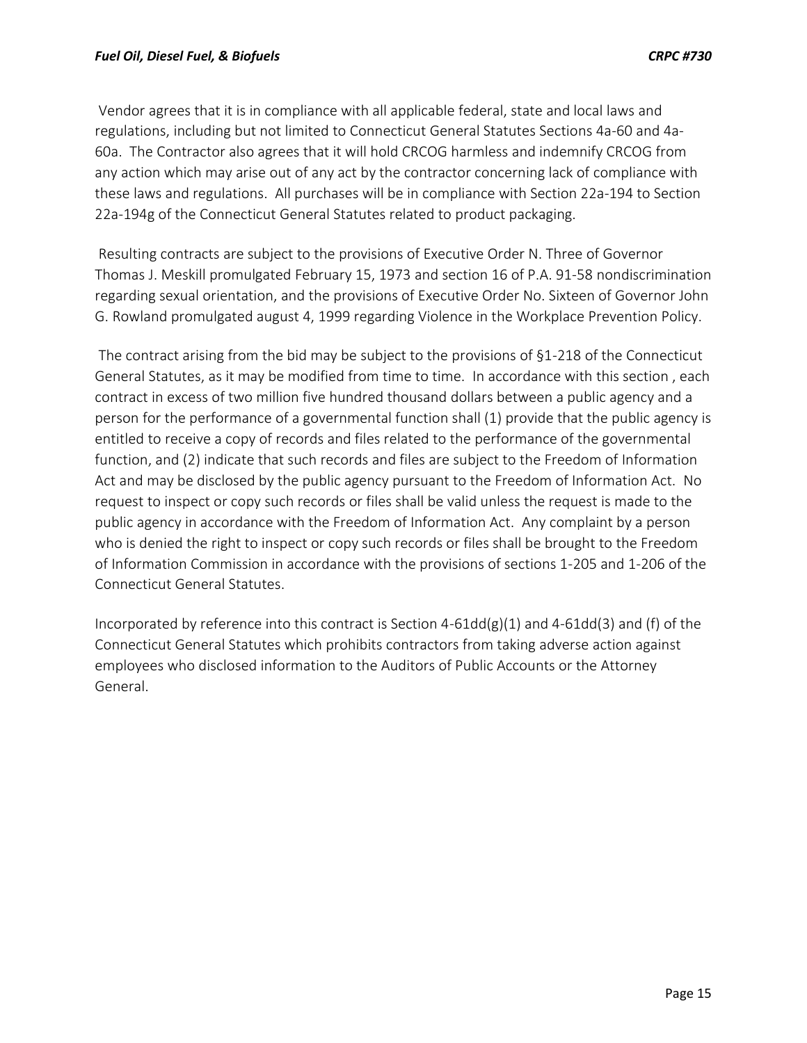Vendor agrees that it is in compliance with all applicable federal, state and local laws and regulations, including but not limited to Connecticut General Statutes Sections 4a-60 and 4a-60a. The Contractor also agrees that it will hold CRCOG harmless and indemnify CRCOG from any action which may arise out of any act by the contractor concerning lack of compliance with these laws and regulations. All purchases will be in compliance with Section 22a-194 to Section 22a-194g of the Connecticut General Statutes related to product packaging.

Resulting contracts are subject to the provisions of Executive Order N. Three of Governor Thomas J. Meskill promulgated February 15, 1973 and section 16 of P.A. 91-58 nondiscrimination regarding sexual orientation, and the provisions of Executive Order No. Sixteen of Governor John G. Rowland promulgated august 4, 1999 regarding Violence in the Workplace Prevention Policy.

The contract arising from the bid may be subject to the provisions of §1-218 of the Connecticut General Statutes, as it may be modified from time to time. In accordance with this section , each contract in excess of two million five hundred thousand dollars between a public agency and a person for the performance of a governmental function shall (1) provide that the public agency is entitled to receive a copy of records and files related to the performance of the governmental function, and (2) indicate that such records and files are subject to the Freedom of Information Act and may be disclosed by the public agency pursuant to the Freedom of Information Act. No request to inspect or copy such records or files shall be valid unless the request is made to the public agency in accordance with the Freedom of Information Act. Any complaint by a person who is denied the right to inspect or copy such records or files shall be brought to the Freedom of Information Commission in accordance with the provisions of sections 1-205 and 1-206 of the Connecticut General Statutes.

Incorporated by reference into this contract is Section 4-61dd(g)(1) and 4-61dd(3) and (f) of the Connecticut General Statutes which prohibits contractors from taking adverse action against employees who disclosed information to the Auditors of Public Accounts or the Attorney General.